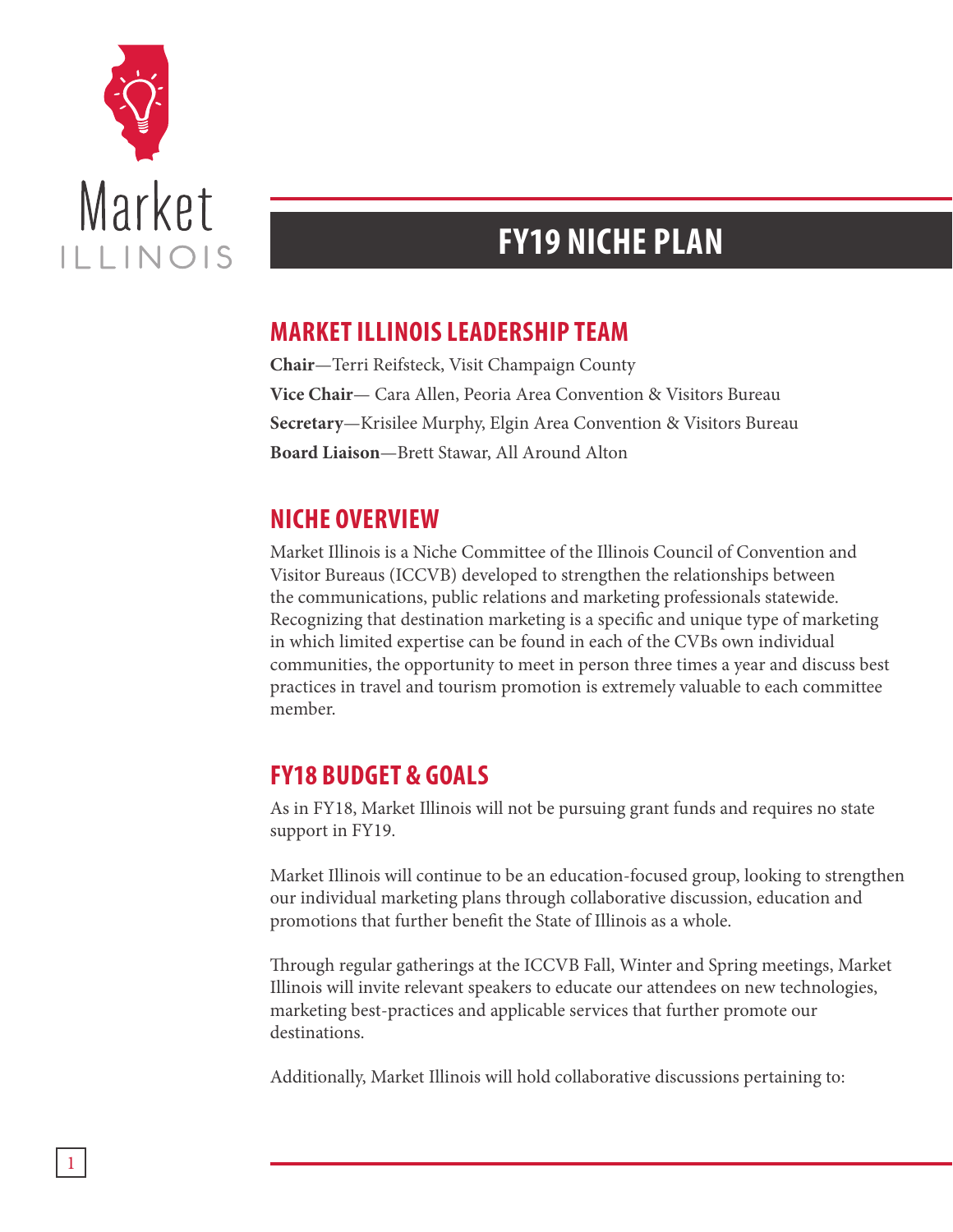Market ILLINOIS

# FY19 NICHE PLAN

## MARKET ILLINOIS LEADERSHIP TEAM

**Chair**—Terri Reifsteck, Visit Champaign County

**Vice Chair**— Cara Allen, Peoria Area Convention & Visitors Bureau

**Secretary**—Krisilee Murphy, Elgin Area Convention & Visitors Bureau

**Board Liaison**—Brett Stawar, All Around Alton

## NICHE OVERVIEW

Market Illinois is a Niche Committee of the Illinois Council of Convention and Visitor Bureaus (ICCVB) developed to strengthen the relationships between the communications, public relations and marketing professionals statewide. Recognizing that destination marketing is a specific and unique type of marketing in which limited expertise can be found in each of the CVBs own individual communities, the opportunity to meet in person three times a year and discuss best practices in travel and tourism promotion is extremely valuable to each committee member.

## FY18 BUDGET & GOALS

As in FY18, Market Illinois will not be pursuing grant funds and requires no state support in FY19.

Market Illinois will continue to be an education-focused group, looking to strengthen our individual marketing plans through collaborative discussion, education and promotions that further benefit the State of Illinois as a whole.

Through regular gatherings at the ICCVB Fall, Winter and Spring meetings, Market Illinois will invite relevant speakers to educate our attendees on new technologies, marketing best-practices and applicable services that further promote our destinations.

Additionally, Market Illinois will hold collaborative discussions pertaining to: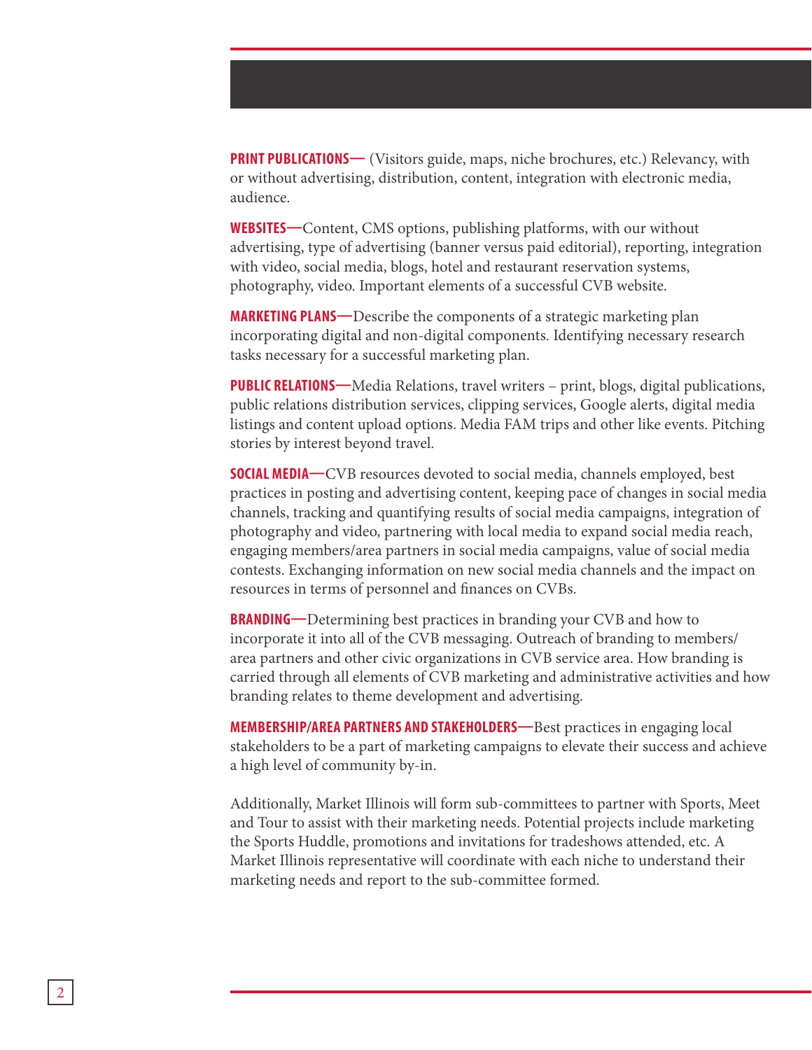**PRINT PUBLICATIONS—** (Visitors guide, maps, niche brochures, etc.) Relevancy, with or without advertising, distribution, content, integration with electronic media, audience.

**WEBSITES—**Content, CMS options, publishing platforms, with our without advertising, type of advertising (banner versus paid editorial), reporting, integration with video, social media, blogs, hotel and restaurant reservation systems, photography, video. Important elements of a successful CVB website.

**MARKETING PLANS—**Describe the components of a strategic marketing plan incorporating digital and non-digital components. Identifying necessary research tasks necessary for a successful marketing plan.

**PUBLIC RELATIONS—**Media Relations, travel writers – print, blogs, digital publications, public relations distribution services, clipping services, Google alerts, digital media listings and content upload options. Media FAM trips and other like events. Pitching stories by interest beyond travel.

**SOCIAL MEDIA—**CVB resources devoted to social media, channels employed, best practices in posting and advertising content, keeping pace of changes in social media channels, tracking and quantifying results of social media campaigns, integration of photography and video, partnering with local media to expand social media reach, engaging members/area partners in social media campaigns, value of social media contests. Exchanging information on new social media channels and the impact on resources in terms of personnel and finances on CVBs.

**BRANDING—**Determining best practices in branding your CVB and how to incorporate it into all of the CVB messaging. Outreach of branding to members/area partners and other civic organizations in CVB service area. How branding is carried through all elements of CVB marketing and administrative activities and how branding relates to theme development and advertising.

**MEMBERSHIP/AREA PARTNERS AND STAKEHOLDERS—**Best practices in engaging local stakeholders to be a part of marketing campaigns to elevate their success and achieve a high level of community by-in.

Additionally, Market Illinois will form sub-committees to partner with Sports, Meet and Tour to assist with their marketing needs. Potential projects include marketing the Sports Huddle, promotions and invitations for tradeshows attended, etc. A Market Illinois representative will coordinate with each niche to understand their marketing needs and report to the sub-committee formed.